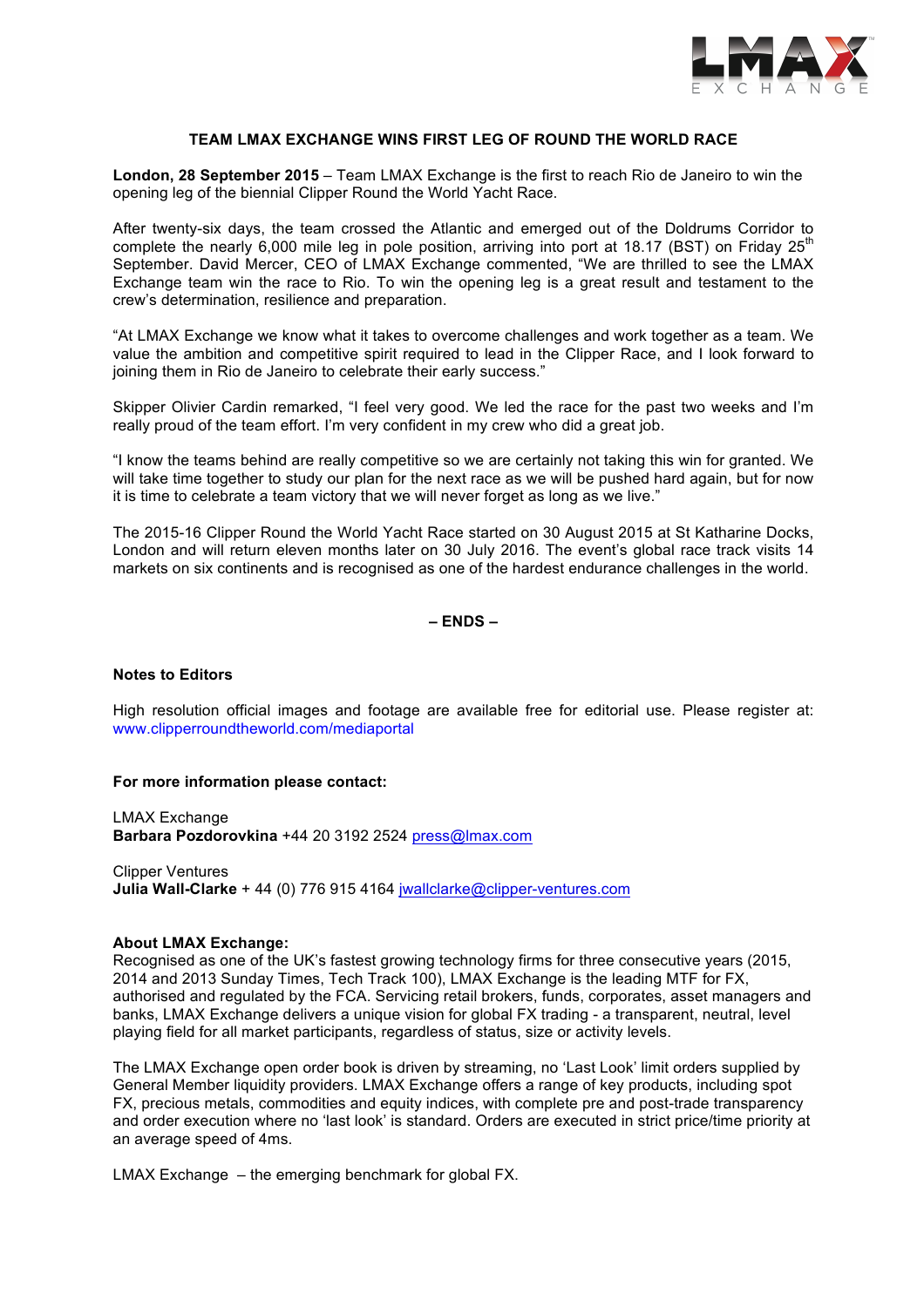# TEAM LMAX EXCHANGE WINS FIRST LEG OF ROUND THE WORLD RACE

**London, 28 September 2015** – Team LMAX Exchange is the first to reach Rio de Janeiro to win the opening leg of the biennial Clipper Round the World Yacht Race.

After twenty-six days, the team crossed the Atlantic and emerged out of the Doldrums Corridor to complete the nearly 6,000 mile leg in pole position, arriving into port at 18.17 (BST) on Friday 25th September. David Mercer, CEO of LMAX Exchange commented, "We are thrilled to see the LMAX Exchange team win the race to Rio. To win the opening leg is a great result and testament to the crew's determination, resilience and preparation.

"At LMAX Exchange we know what it takes to overcome challenges and work together as a team. We value the ambition and competitive spirit required to lead in the Clipper Race, and I look forward to joining them in Rio de Janeiro to celebrate their early success."

Skipper Olivier Cardin remarked, "I feel very good. We led the race for the past two weeks and I'm really proud of the team effort. I'm very confident in my crew who did a great job.

"I know the teams behind are really competitive so we are certainly not taking this win for granted. We will take time together to study our plan for the next race as we will be pushed hard again, but for now it is time to celebrate a team victory that we will never forget as long as we live."

The 2015-16 Clipper Round the World Yacht Race started on 30 August 2015 at St Katharine Docks, London and will return eleven months later on 30 July 2016. The event's global race track visits 14 markets on six continents and is recognised as one of the hardest endurance challenges in the world.

**– ENDS –**

**Notes to Editors**

High resolution official images and footage are available free for editorial use. Please register at: www.clipperroundtheworld.com/mediaportal

**For more information please contact:**

LMAX Exchange
**Barbara Pozdorovkina** +44 20 3192 2524 press@lmax.com

Clipper Ventures
**Julia Wall-Clarke** + 44 (0) 776 915 4164 jwallclarke@clipper-ventures.com

**About LMAX Exchange:**
Recognised as one of the UK's fastest growing technology firms for three consecutive years (2015, 2014 and 2013 Sunday Times, Tech Track 100), LMAX Exchange is the leading MTF for FX, authorised and regulated by the FCA. Servicing retail brokers, funds, corporates, asset managers and banks, LMAX Exchange delivers a unique vision for global FX trading - a transparent, neutral, level playing field for all market participants, regardless of status, size or activity levels.

The LMAX Exchange open order book is driven by streaming, no 'Last Look' limit orders supplied by General Member liquidity providers. LMAX Exchange offers a range of key products, including spot FX, precious metals, commodities and equity indices, with complete pre and post-trade transparency and order execution where no 'last look' is standard. Orders are executed in strict price/time priority at an average speed of 4ms.

LMAX Exchange – the emerging benchmark for global FX.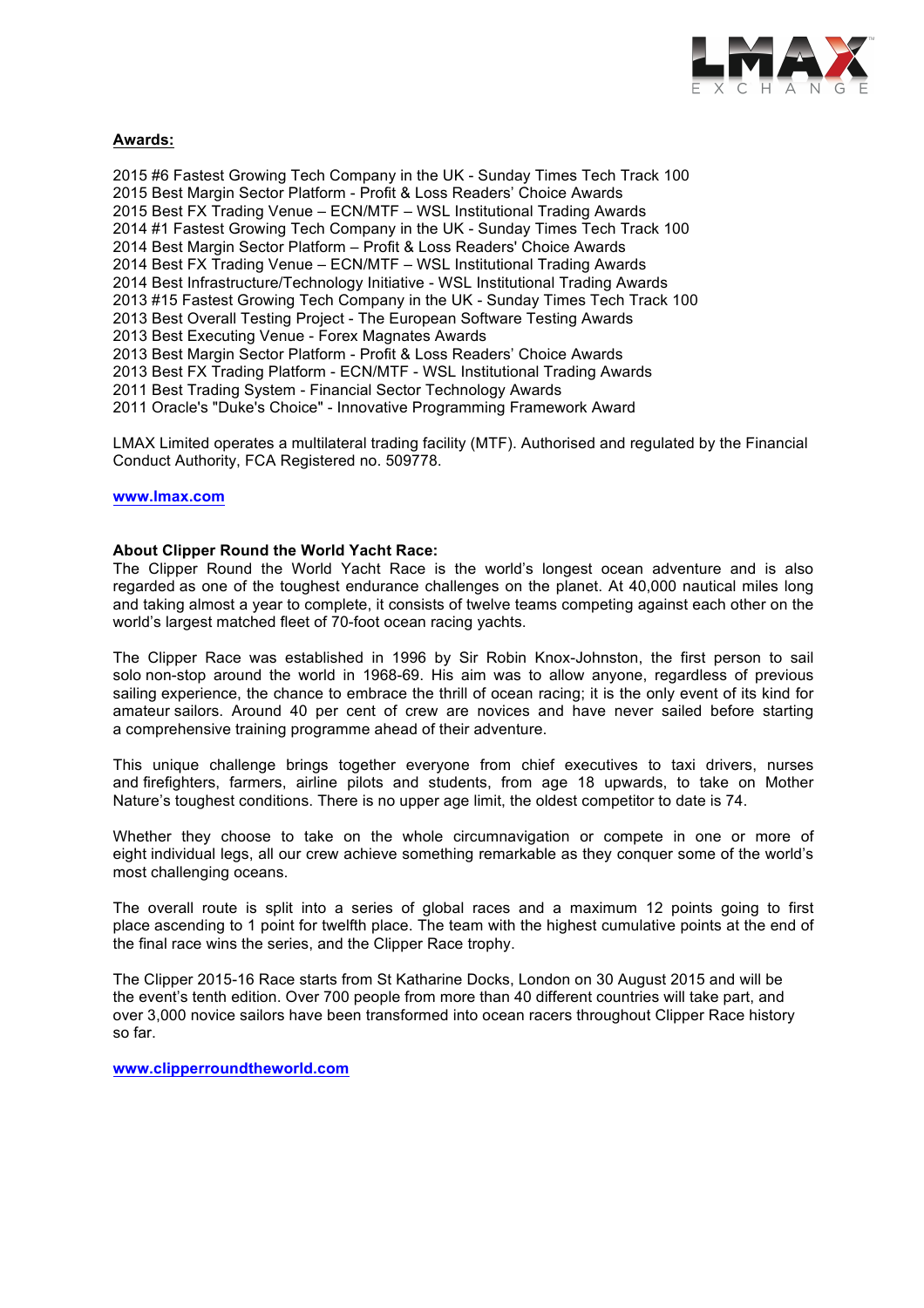**Awards:**

2015 #6 Fastest Growing Tech Company in the UK - Sunday Times Tech Track 100
2015 Best Margin Sector Platform - Profit & Loss Readers' Choice Awards
2015 Best FX Trading Venue – ECN/MTF – WSL Institutional Trading Awards
2014 #1 Fastest Growing Tech Company in the UK - Sunday Times Tech Track 100
2014 Best Margin Sector Platform – Profit & Loss Readers' Choice Awards
2014 Best FX Trading Venue – ECN/MTF – WSL Institutional Trading Awards
2014 Best Infrastructure/Technology Initiative - WSL Institutional Trading Awards
2013 #15 Fastest Growing Tech Company in the UK - Sunday Times Tech Track 100
2013 Best Overall Testing Project - The European Software Testing Awards
2013 Best Executing Venue - Forex Magnates Awards
2013 Best Margin Sector Platform - Profit & Loss Readers' Choice Awards
2013 Best FX Trading Platform - ECN/MTF - WSL Institutional Trading Awards
2011 Best Trading System - Financial Sector Technology Awards
2011 Oracle's "Duke's Choice" - Innovative Programming Framework Award

LMAX Limited operates a multilateral trading facility (MTF). Authorised and regulated by the Financial Conduct Authority, FCA Registered no. 509778.

**www.lmax.com**

**About Clipper Round the World Yacht Race:**
The Clipper Round the World Yacht Race is the world's longest ocean adventure and is also regarded as one of the toughest endurance challenges on the planet. At 40,000 nautical miles long and taking almost a year to complete, it consists of twelve teams competing against each other on the world's largest matched fleet of 70-foot ocean racing yachts.

The Clipper Race was established in 1996 by Sir Robin Knox-Johnston, the first person to sail solo non-stop around the world in 1968-69. His aim was to allow anyone, regardless of previous sailing experience, the chance to embrace the thrill of ocean racing; it is the only event of its kind for amateur sailors. Around 40 per cent of crew are novices and have never sailed before starting a comprehensive training programme ahead of their adventure.

This unique challenge brings together everyone from chief executives to taxi drivers, nurses and firefighters, farmers, airline pilots and students, from age 18 upwards, to take on Mother Nature's toughest conditions. There is no upper age limit, the oldest competitor to date is 74.

Whether they choose to take on the whole circumnavigation or compete in one or more of eight individual legs, all our crew achieve something remarkable as they conquer some of the world's most challenging oceans.

The overall route is split into a series of global races and a maximum 12 points going to first place ascending to 1 point for twelfth place. The team with the highest cumulative points at the end of the final race wins the series, and the Clipper Race trophy.

The Clipper 2015-16 Race starts from St Katharine Docks, London on 30 August 2015 and will be the event's tenth edition. Over 700 people from more than 40 different countries will take part, and over 3,000 novice sailors have been transformed into ocean racers throughout Clipper Race history so far.

**www.clipperroundtheworld.com**